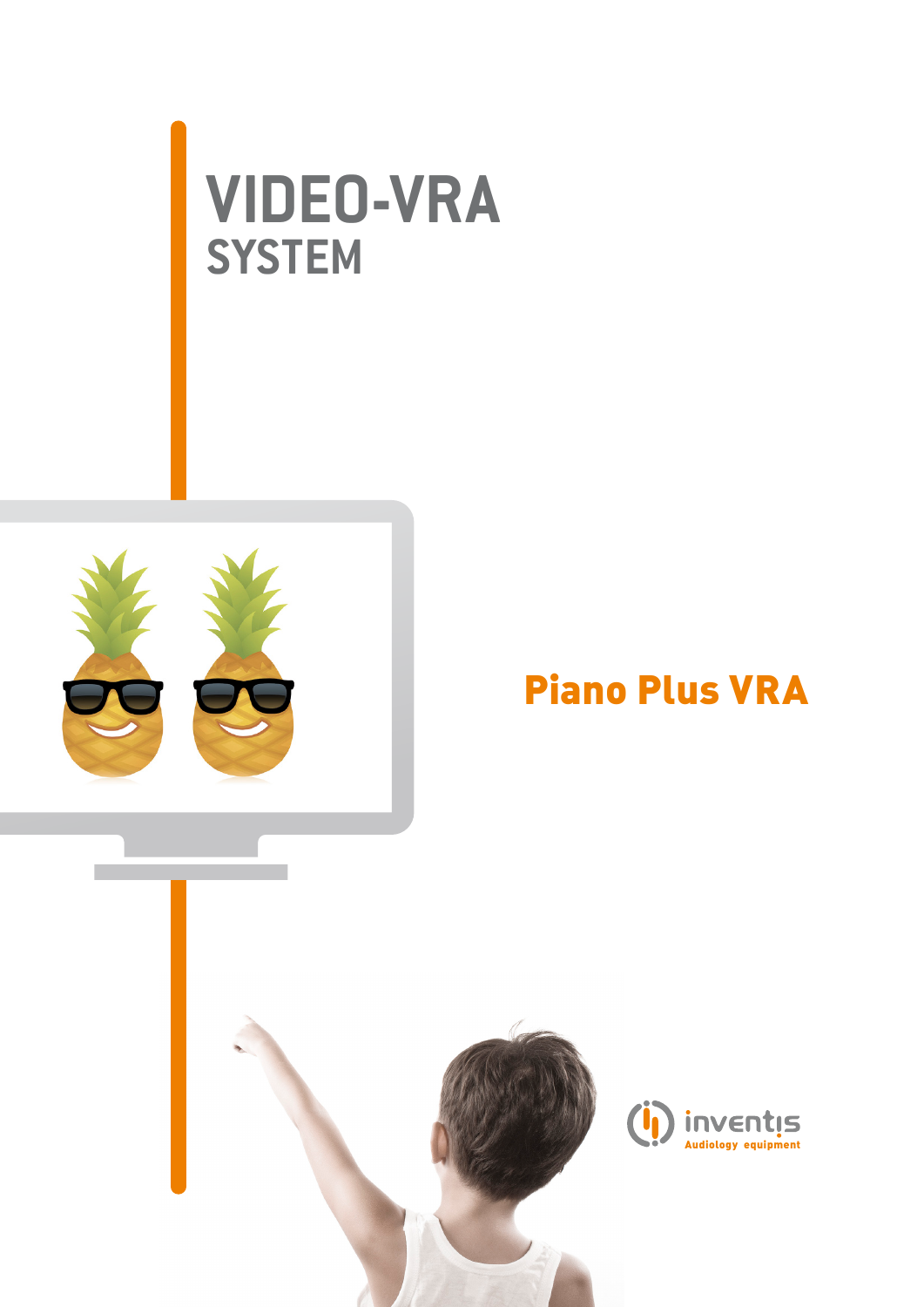# VIDEO-VRA
## SYSTEM

## Piano Plus VRA

inventis
Audiology equipment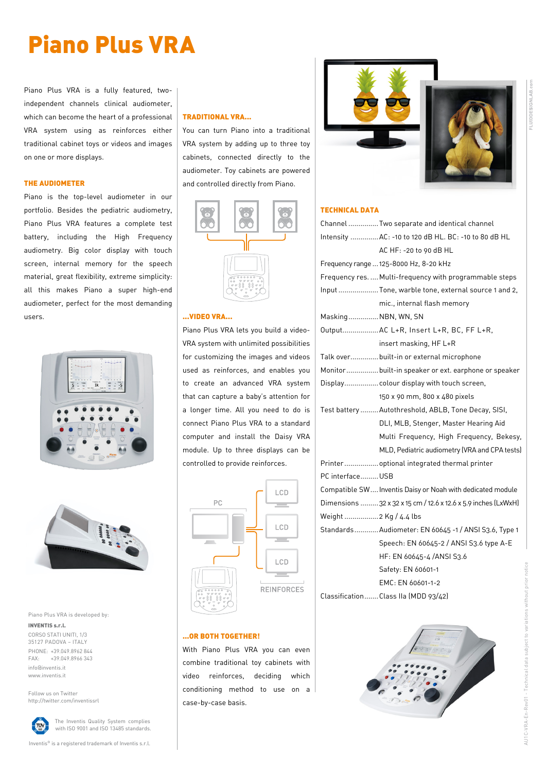# Piano Plus VRA

Piano Plus VRA is a fully featured, two-independent channels clinical audiometer, which can become the heart of a professional VRA system using as reinforces either traditional cabinet toys or videos and images on one or more displays.

## THE AUDIOMETER

Piano is the top-level audiometer in our portfolio. Besides the pediatric audiometry, Piano Plus VRA features a complete test battery, including the High Frequency audiometry. Big color display with touch screen, internal memory for the speech material, great flexibility, extreme simplicity: all this makes Piano a super high-end audiometer, perfect for the most demanding users.

Piano Plus VRA is developed by:

**INVENTIS s.r.l.**
CORSO STATI UNITI, 1/3
35127 PADOVA – ITALY
PHONE: +39.049.8962 844
FAX: +39.049.8966 343
info@inventis.it
www.inventis.it

Follow us on Twitter
http://twitter.com/inventissrl

The Inventis Quality System complies with ISO 9001 and ISO 13485 standards.

Inventis® is a registered trademark of Inventis s.r.l.

## TRADITIONAL VRA...

You can turn Piano into a traditional VRA system by adding up to three toy cabinets, connected directly to the audiometer. Toy cabinets are powered and controlled directly from Piano.

## ...VIDEO VRA...

Piano Plus VRA lets you build a video-VRA system with unlimited possibilities for customizing the images and videos used as reinforces, and enables you to create an advanced VRA system that can capture a baby's attention for a longer time. All you need to do is connect Piano Plus VRA to a standard computer and install the Daisy VRA module. Up to three displays can be controlled to provide reinforces.

PC

LCD

LCD

LCD

REINFORCES

## ...OR BOTH TOGETHER!

With Piano Plus VRA you can even combine traditional toy cabinets with video reinforces, deciding which conditioning method to use on a case-by-case basis.

## TECHNICAL DATA

| | |
|---|---|
| Channel | Two separate and identical channel |
| Intensity | AC: -10 to 120 dB HL. BC: -10 to 80 dB HL<br>AC HF: -20 to 90 dB HL |
| Frequency range | 125-8000 Hz, 8-20 kHz |
| Frequency res. | Multi-frequency with programmable steps |
| Input | Tone, warble tone, external source 1 and 2, mic., internal flash memory |
| Masking | NBN, WN, SN |
| Output | AC L+R, Insert L+R, BC, FF L+R, insert masking, HF L+R |
| Talk over | built-in or external microphone |
| Monitor | built-in speaker or ext. earphone or speaker |
| Display | colour display with touch screen, 150 x 90 mm, 800 x 480 pixels |
| Test battery | Autothreshold, ABLB, Tone Decay, SISI, DLI, MLB, Stenger, Master Hearing Aid Multi Frequency, High Frequency, Bekesy, MLD, Pediatric audiometry (VRA and CPA tests) |
| Printer | optional integrated thermal printer |
| PC interface | USB |
| Compatible SW | Inventis Daisy or Noah with dedicated module |
| Dimensions | 32 x 32 x 15 cm / 12.6 x 12.6 x 5.9 inches (LxWxH) |
| Weight | 2 Kg / 4.4 lbs |
| Standards | Audiometer: EN 60645 -1 / ANSI S3.6, Type 1<br>Speech: EN 60645-2 / ANSI S3.6 type A-E<br>HF: EN 60645-4 /ANSI S3.6<br>Safety: EN 60601-1<br>EMC: EN 60601-1-2 |
| Classification | Class IIa (MDD 93/42) |

A01C-VRA-En-Rev01 - Technical data subject to variations without prior notice